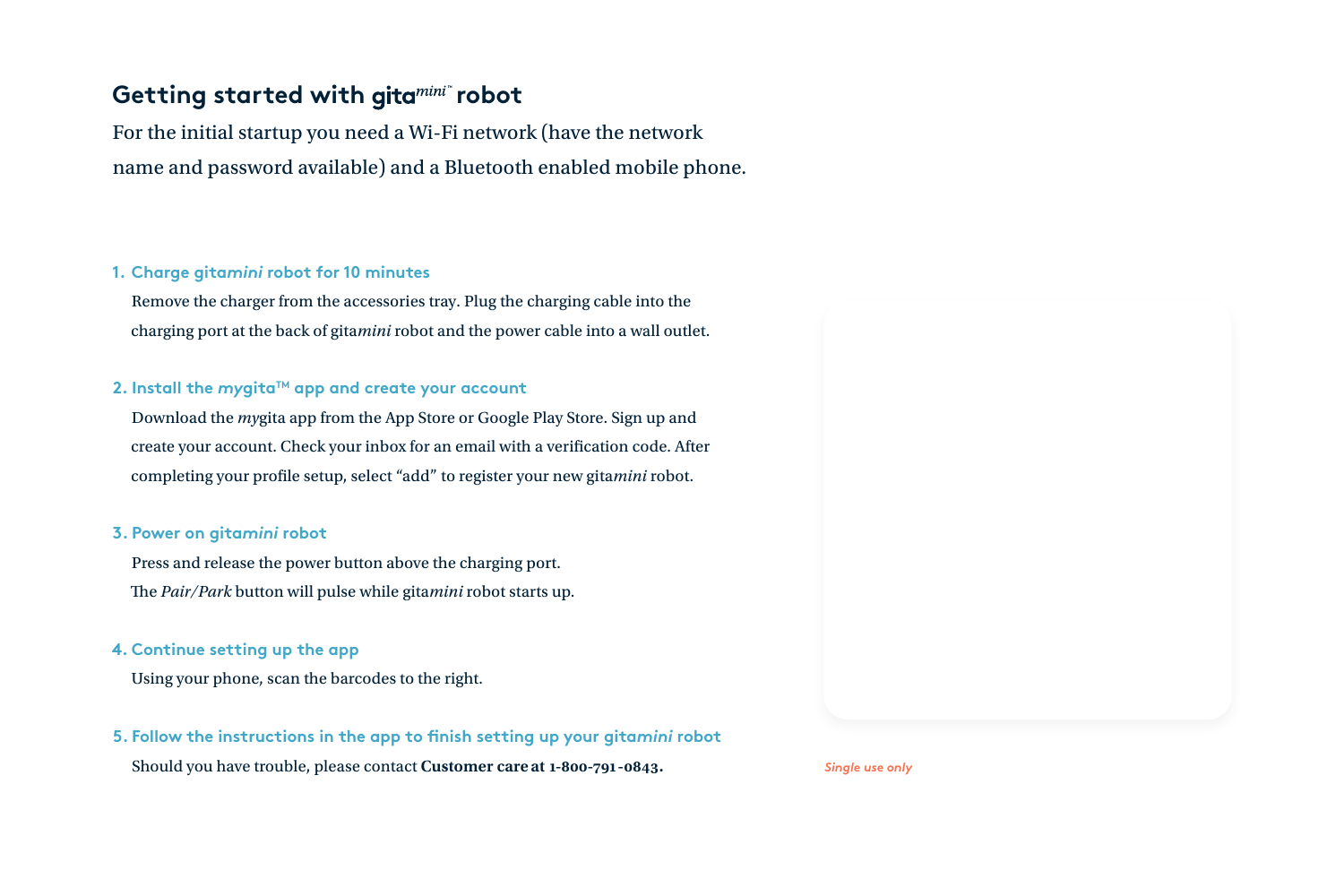# Getting started with gita*mini*™ robot

For the initial startup you need a Wi-Fi network (have the network name and password available) and a Bluetooth enabled mobile phone.

### 1. Charge gita*mini* robot for 10 minutes

Remove the charger from the accessories tray. Plug the charging cable into the charging port at the back of gita*mini* robot and the power cable into a wall outlet.

### 2. Install the *my*gita™ app and create your account

Download the *my*gita app from the App Store or Google Play Store. Sign up and create your account. Check your inbox for an email with a verification code. After completing your profile setup, select "add" to register your new gita*mini* robot.

### 3. Power on gita*mini* robot

Press and release the power button above the charging port.
The *Pair/Park* button will pulse while gita*mini* robot starts up.

### 4. Continue setting up the app

Using your phone, scan the barcodes to the right.

### 5. Follow the instructions in the app to finish setting up your gita*mini* robot

Should you have trouble, please contact **Customer care at 1-800-791-0843.**

*Single use only*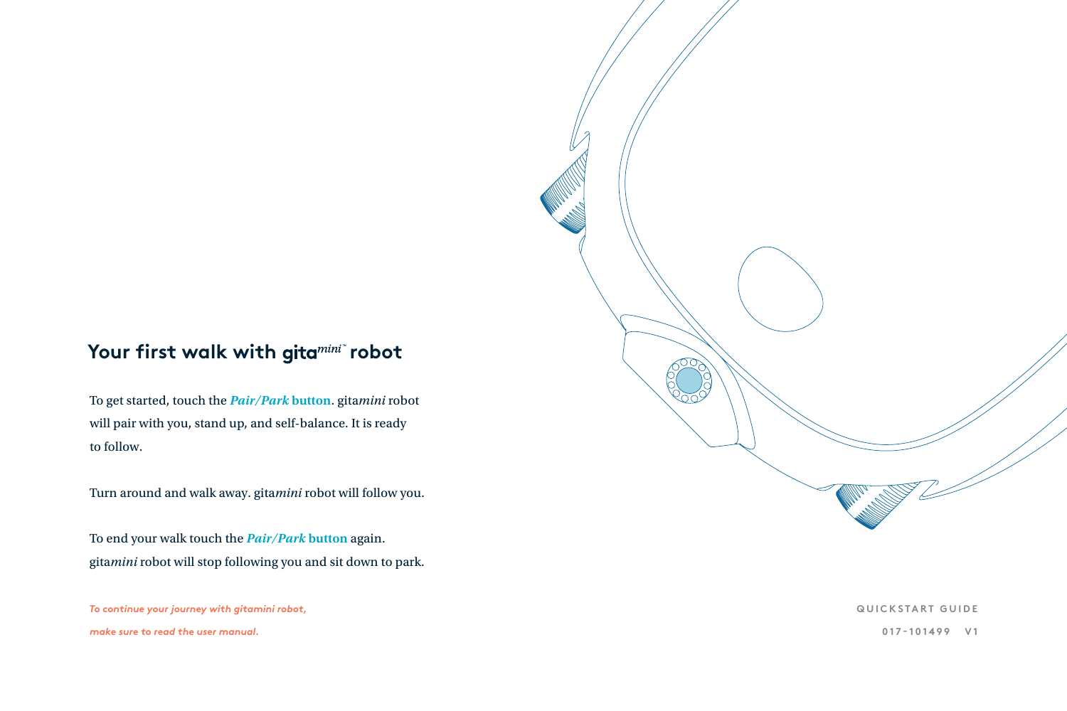## Your first walk with gita*mini*™ robot

To get started, touch the ***Pair/Park* button**. gita*mini* robot will pair with you, stand up, and self-balance. It is ready to follow.

Turn around and walk away. gita*mini* robot will follow you.

To end your walk touch the ***Pair/Park* button** again. gita*mini* robot will stop following you and sit down to park.

***To continue your journey with gitamini robot, make sure to read the user manual.***

QUICKSTART GUIDE

017-101499 V1